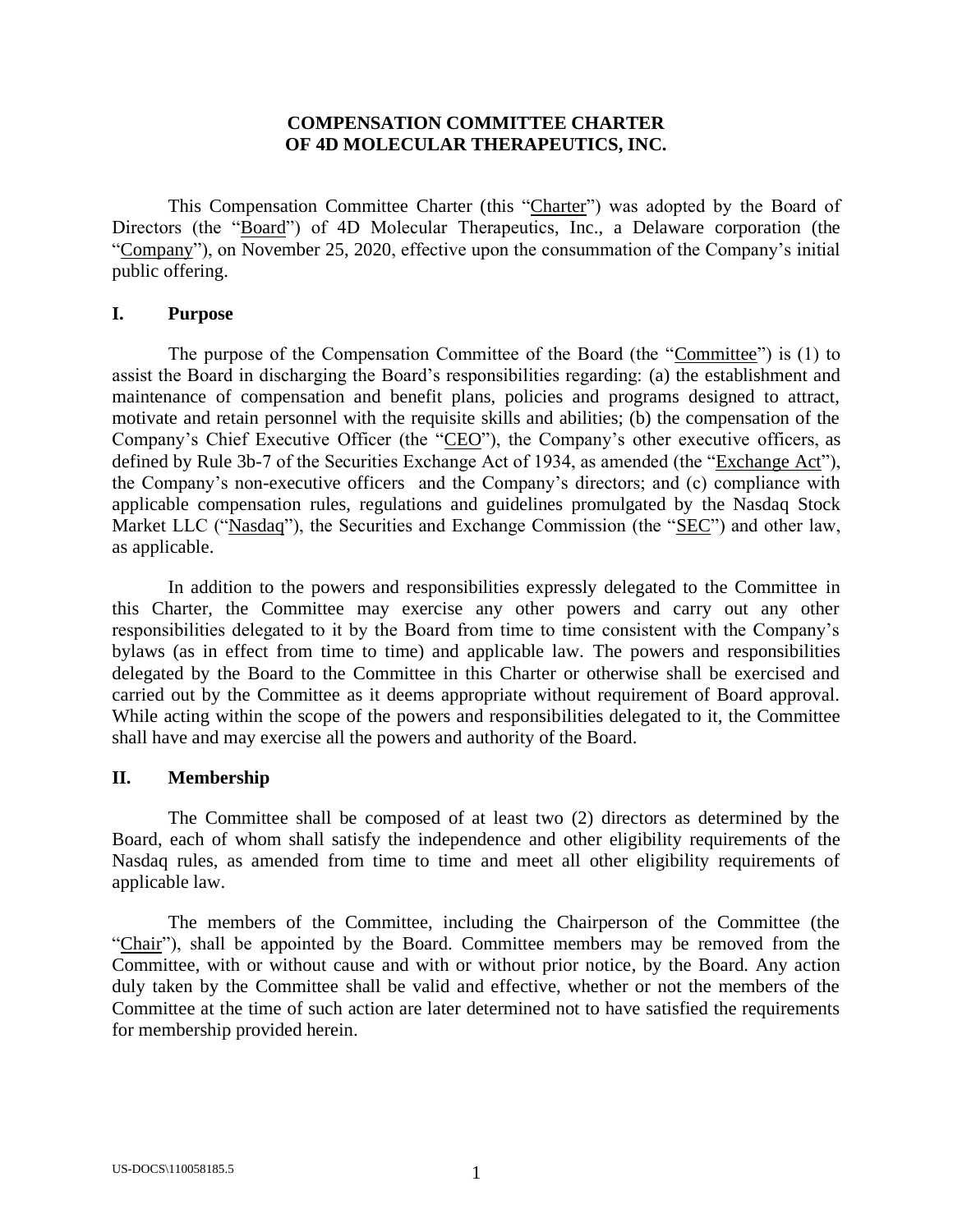# COMPENSATION COMMITTEE CHARTER OF 4D MOLECULAR THERAPEUTICS, INC.

This Compensation Committee Charter (this "Charter") was adopted by the Board of Directors (the "Board") of 4D Molecular Therapeutics, Inc., a Delaware corporation (the "Company"), on November 25, 2020, effective upon the consummation of the Company's initial public offering.

## I. Purpose

The purpose of the Compensation Committee of the Board (the "Committee") is (1) to assist the Board in discharging the Board's responsibilities regarding: (a) the establishment and maintenance of compensation and benefit plans, policies and programs designed to attract, motivate and retain personnel with the requisite skills and abilities; (b) the compensation of the Company's Chief Executive Officer (the "CEO"), the Company's other executive officers, as defined by Rule 3b-7 of the Securities Exchange Act of 1934, as amended (the "Exchange Act"), the Company's non-executive officers and the Company's directors; and (c) compliance with applicable compensation rules, regulations and guidelines promulgated by the Nasdaq Stock Market LLC ("Nasdaq"), the Securities and Exchange Commission (the "SEC") and other law, as applicable.

In addition to the powers and responsibilities expressly delegated to the Committee in this Charter, the Committee may exercise any other powers and carry out any other responsibilities delegated to it by the Board from time to time consistent with the Company's bylaws (as in effect from time to time) and applicable law. The powers and responsibilities delegated by the Board to the Committee in this Charter or otherwise shall be exercised and carried out by the Committee as it deems appropriate without requirement of Board approval. While acting within the scope of the powers and responsibilities delegated to it, the Committee shall have and may exercise all the powers and authority of the Board.

## II. Membership

The Committee shall be composed of at least two (2) directors as determined by the Board, each of whom shall satisfy the independence and other eligibility requirements of the Nasdaq rules, as amended from time to time and meet all other eligibility requirements of applicable law.

The members of the Committee, including the Chairperson of the Committee (the "Chair"), shall be appointed by the Board. Committee members may be removed from the Committee, with or without cause and with or without prior notice, by the Board. Any action duly taken by the Committee shall be valid and effective, whether or not the members of the Committee at the time of such action are later determined not to have satisfied the requirements for membership provided herein.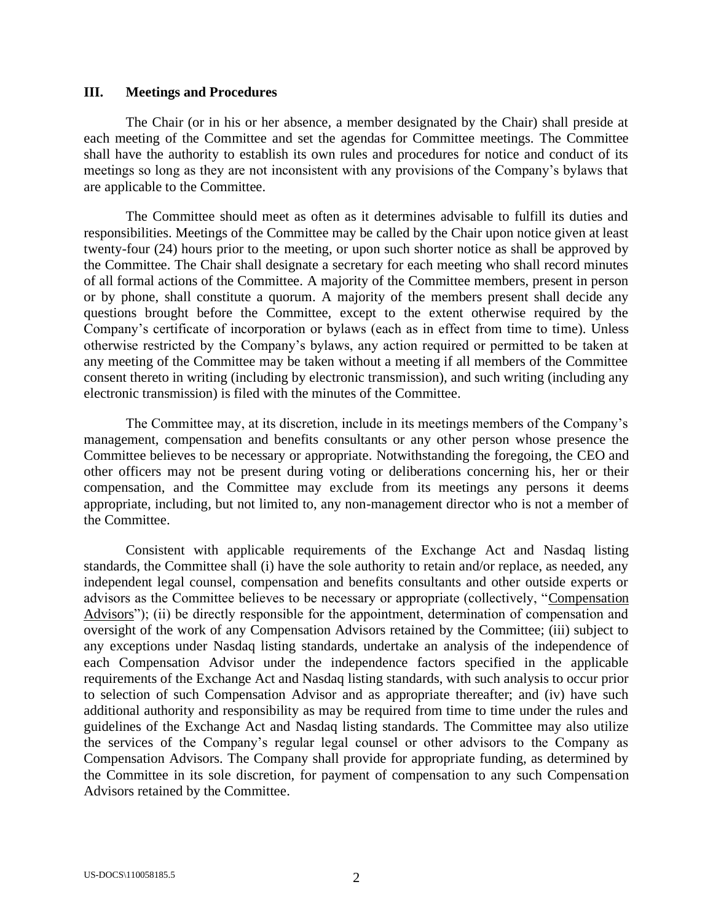### III. Meetings and Procedures

The Chair (or in his or her absence, a member designated by the Chair) shall preside at each meeting of the Committee and set the agendas for Committee meetings. The Committee shall have the authority to establish its own rules and procedures for notice and conduct of its meetings so long as they are not inconsistent with any provisions of the Company's bylaws that are applicable to the Committee.

The Committee should meet as often as it determines advisable to fulfill its duties and responsibilities. Meetings of the Committee may be called by the Chair upon notice given at least twenty-four (24) hours prior to the meeting, or upon such shorter notice as shall be approved by the Committee. The Chair shall designate a secretary for each meeting who shall record minutes of all formal actions of the Committee. A majority of the Committee members, present in person or by phone, shall constitute a quorum. A majority of the members present shall decide any questions brought before the Committee, except to the extent otherwise required by the Company's certificate of incorporation or bylaws (each as in effect from time to time). Unless otherwise restricted by the Company's bylaws, any action required or permitted to be taken at any meeting of the Committee may be taken without a meeting if all members of the Committee consent thereto in writing (including by electronic transmission), and such writing (including any electronic transmission) is filed with the minutes of the Committee.

The Committee may, at its discretion, include in its meetings members of the Company's management, compensation and benefits consultants or any other person whose presence the Committee believes to be necessary or appropriate. Notwithstanding the foregoing, the CEO and other officers may not be present during voting or deliberations concerning his, her or their compensation, and the Committee may exclude from its meetings any persons it deems appropriate, including, but not limited to, any non-management director who is not a member of the Committee.

Consistent with applicable requirements of the Exchange Act and Nasdaq listing standards, the Committee shall (i) have the sole authority to retain and/or replace, as needed, any independent legal counsel, compensation and benefits consultants and other outside experts or advisors as the Committee believes to be necessary or appropriate (collectively, "Compensation Advisors"); (ii) be directly responsible for the appointment, determination of compensation and oversight of the work of any Compensation Advisors retained by the Committee; (iii) subject to any exceptions under Nasdaq listing standards, undertake an analysis of the independence of each Compensation Advisor under the independence factors specified in the applicable requirements of the Exchange Act and Nasdaq listing standards, with such analysis to occur prior to selection of such Compensation Advisor and as appropriate thereafter; and (iv) have such additional authority and responsibility as may be required from time to time under the rules and guidelines of the Exchange Act and Nasdaq listing standards. The Committee may also utilize the services of the Company's regular legal counsel or other advisors to the Company as Compensation Advisors. The Company shall provide for appropriate funding, as determined by the Committee in its sole discretion, for payment of compensation to any such Compensation Advisors retained by the Committee.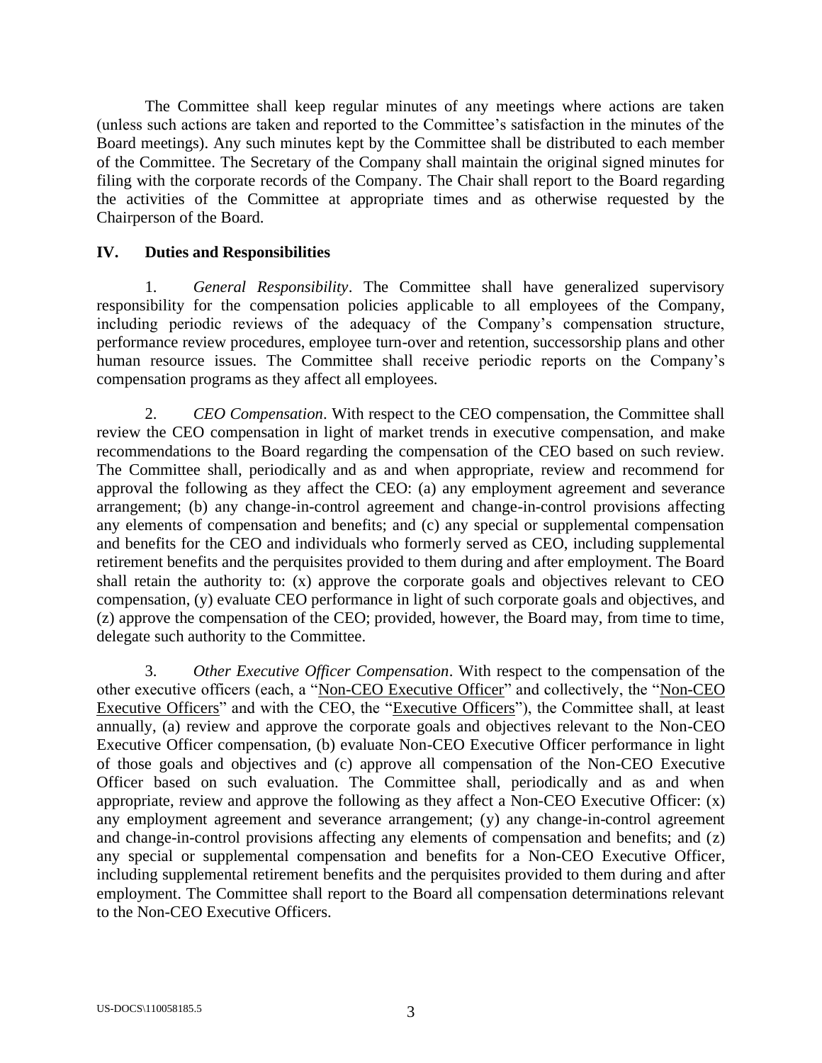The Committee shall keep regular minutes of any meetings where actions are taken (unless such actions are taken and reported to the Committee's satisfaction in the minutes of the Board meetings). Any such minutes kept by the Committee shall be distributed to each member of the Committee. The Secretary of the Company shall maintain the original signed minutes for filing with the corporate records of the Company. The Chair shall report to the Board regarding the activities of the Committee at appropriate times and as otherwise requested by the Chairperson of the Board.

## IV. Duties and Responsibilities

1. *General Responsibility*. The Committee shall have generalized supervisory responsibility for the compensation policies applicable to all employees of the Company, including periodic reviews of the adequacy of the Company's compensation structure, performance review procedures, employee turn-over and retention, successorship plans and other human resource issues. The Committee shall receive periodic reports on the Company's compensation programs as they affect all employees.

2. *CEO Compensation*. With respect to the CEO compensation, the Committee shall review the CEO compensation in light of market trends in executive compensation, and make recommendations to the Board regarding the compensation of the CEO based on such review. The Committee shall, periodically and as and when appropriate, review and recommend for approval the following as they affect the CEO: (a) any employment agreement and severance arrangement; (b) any change-in-control agreement and change-in-control provisions affecting any elements of compensation and benefits; and (c) any special or supplemental compensation and benefits for the CEO and individuals who formerly served as CEO, including supplemental retirement benefits and the perquisites provided to them during and after employment. The Board shall retain the authority to: (x) approve the corporate goals and objectives relevant to CEO compensation, (y) evaluate CEO performance in light of such corporate goals and objectives, and (z) approve the compensation of the CEO; provided, however, the Board may, from time to time, delegate such authority to the Committee.

3. *Other Executive Officer Compensation*. With respect to the compensation of the other executive officers (each, a "Non-CEO Executive Officer" and collectively, the "Non-CEO Executive Officers" and with the CEO, the "Executive Officers"), the Committee shall, at least annually, (a) review and approve the corporate goals and objectives relevant to the Non-CEO Executive Officer compensation, (b) evaluate Non-CEO Executive Officer performance in light of those goals and objectives and (c) approve all compensation of the Non-CEO Executive Officer based on such evaluation. The Committee shall, periodically and as and when appropriate, review and approve the following as they affect a Non-CEO Executive Officer: (x) any employment agreement and severance arrangement; (y) any change-in-control agreement and change-in-control provisions affecting any elements of compensation and benefits; and (z) any special or supplemental compensation and benefits for a Non-CEO Executive Officer, including supplemental retirement benefits and the perquisites provided to them during and after employment. The Committee shall report to the Board all compensation determinations relevant to the Non-CEO Executive Officers.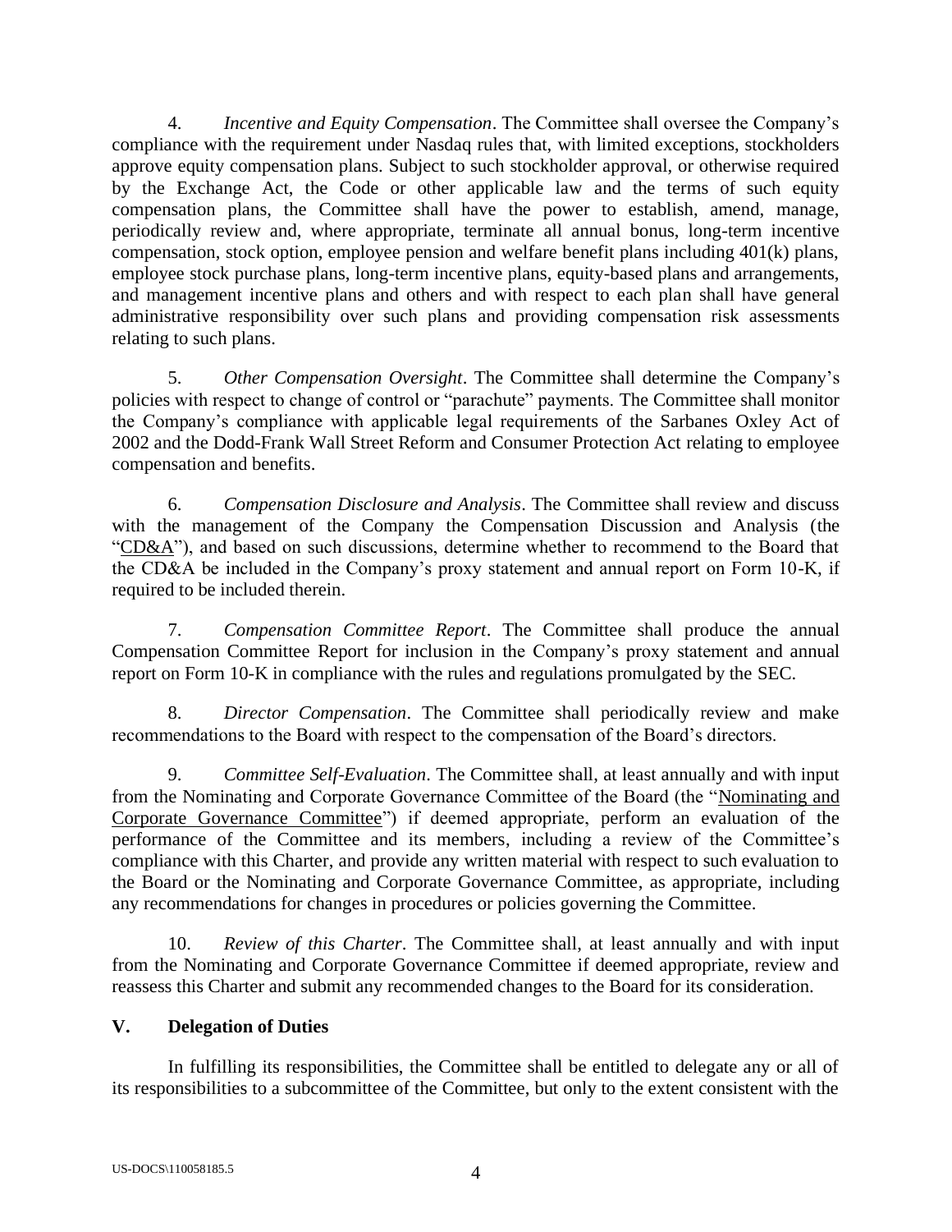4. *Incentive and Equity Compensation*. The Committee shall oversee the Company's compliance with the requirement under Nasdaq rules that, with limited exceptions, stockholders approve equity compensation plans. Subject to such stockholder approval, or otherwise required by the Exchange Act, the Code or other applicable law and the terms of such equity compensation plans, the Committee shall have the power to establish, amend, manage, periodically review and, where appropriate, terminate all annual bonus, long-term incentive compensation, stock option, employee pension and welfare benefit plans including 401(k) plans, employee stock purchase plans, long-term incentive plans, equity-based plans and arrangements, and management incentive plans and others and with respect to each plan shall have general administrative responsibility over such plans and providing compensation risk assessments relating to such plans.

5. *Other Compensation Oversight*. The Committee shall determine the Company's policies with respect to change of control or "parachute" payments. The Committee shall monitor the Company's compliance with applicable legal requirements of the Sarbanes Oxley Act of 2002 and the Dodd-Frank Wall Street Reform and Consumer Protection Act relating to employee compensation and benefits.

6. *Compensation Disclosure and Analysis*. The Committee shall review and discuss with the management of the Company the Compensation Discussion and Analysis (the "CD&A"), and based on such discussions, determine whether to recommend to the Board that the CD&A be included in the Company's proxy statement and annual report on Form 10-K, if required to be included therein.

7. *Compensation Committee Report*. The Committee shall produce the annual Compensation Committee Report for inclusion in the Company's proxy statement and annual report on Form 10-K in compliance with the rules and regulations promulgated by the SEC.

8. *Director Compensation*. The Committee shall periodically review and make recommendations to the Board with respect to the compensation of the Board's directors.

9. *Committee Self-Evaluation*. The Committee shall, at least annually and with input from the Nominating and Corporate Governance Committee of the Board (the "Nominating and Corporate Governance Committee") if deemed appropriate, perform an evaluation of the performance of the Committee and its members, including a review of the Committee's compliance with this Charter, and provide any written material with respect to such evaluation to the Board or the Nominating and Corporate Governance Committee, as appropriate, including any recommendations for changes in procedures or policies governing the Committee.

10. *Review of this Charter*. The Committee shall, at least annually and with input from the Nominating and Corporate Governance Committee if deemed appropriate, review and reassess this Charter and submit any recommended changes to the Board for its consideration.

## V. Delegation of Duties

In fulfilling its responsibilities, the Committee shall be entitled to delegate any or all of its responsibilities to a subcommittee of the Committee, but only to the extent consistent with the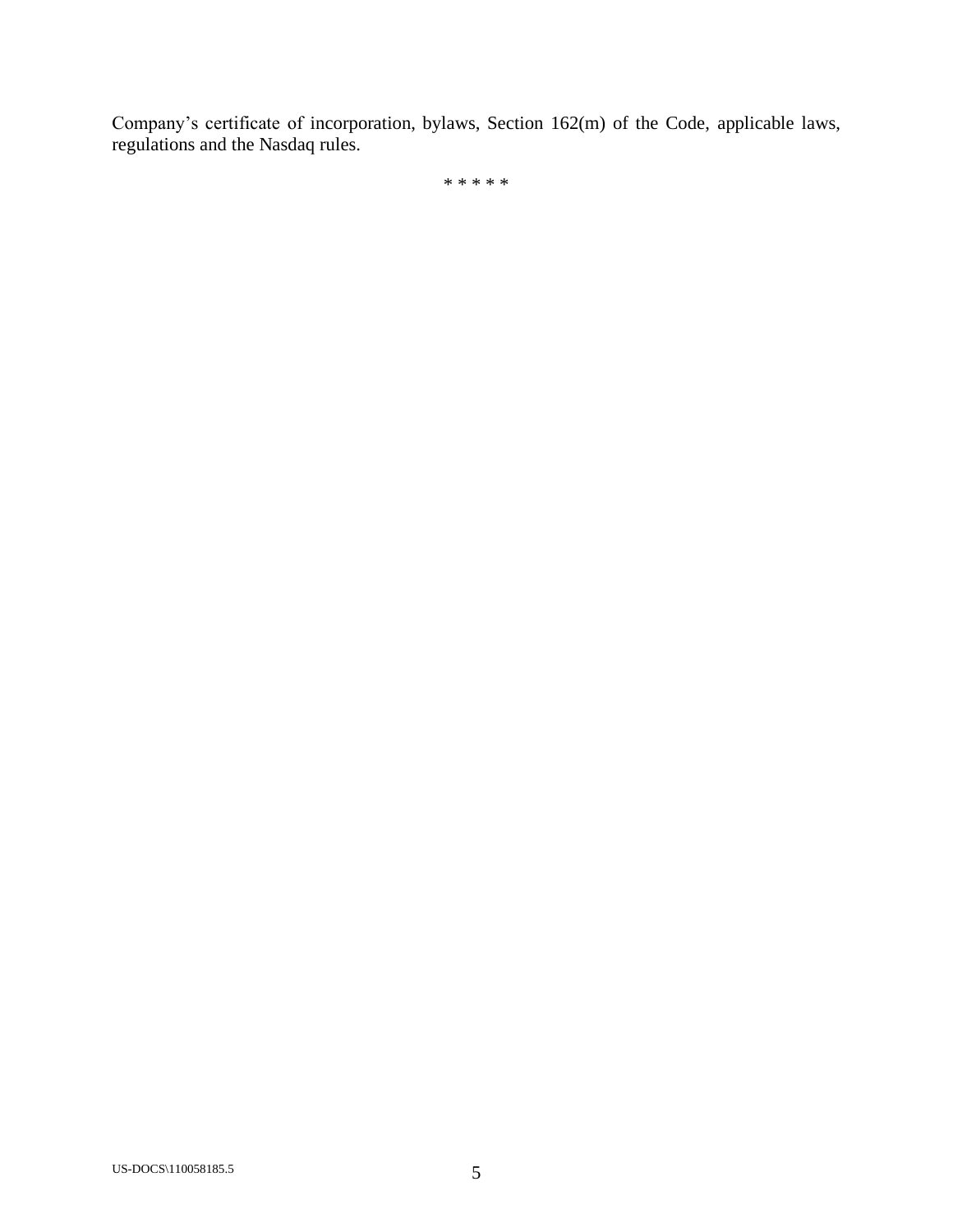Company's certificate of incorporation, bylaws, Section 162(m) of the Code, applicable laws, regulations and the Nasdaq rules.

* * * * *